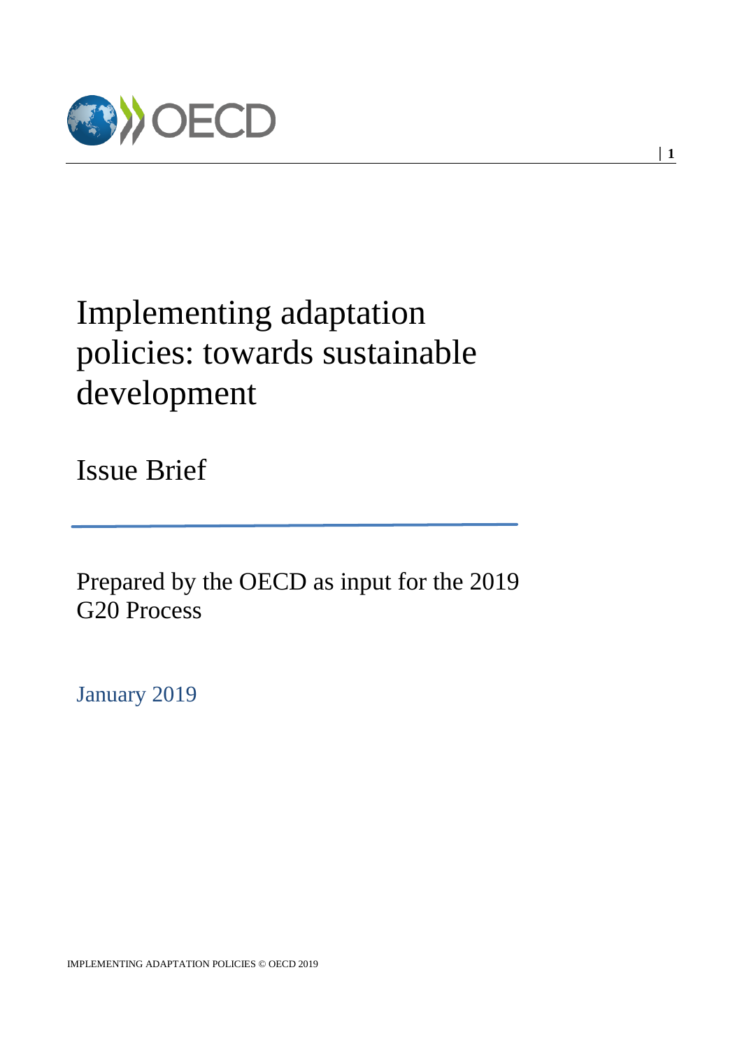# Implementing adaptation policies: towards sustainable development

## Issue Brief

Prepared by the OECD as input for the 2019 G20 Process

January 2019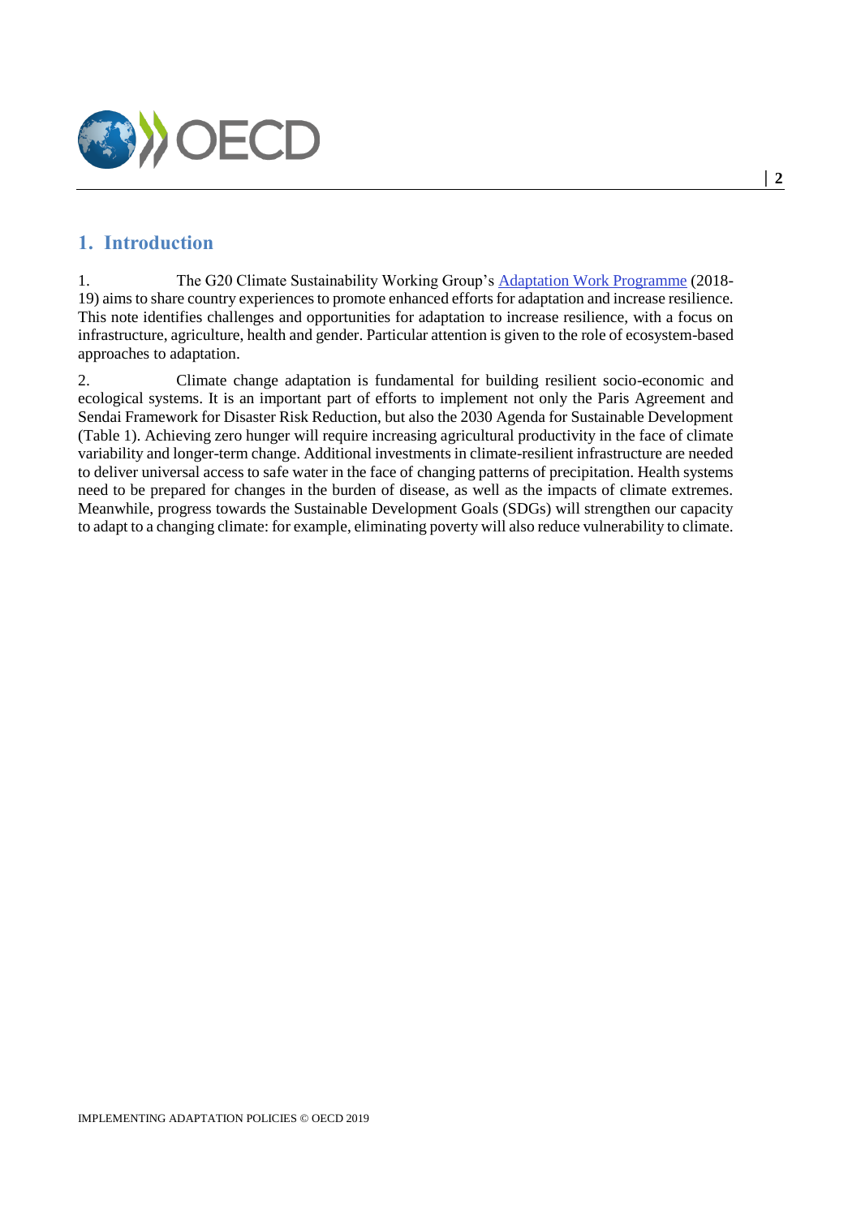## 1. Introduction

1. The G20 Climate Sustainability Working Group's Adaptation Work Programme (2018-19) aims to share country experiences to promote enhanced efforts for adaptation and increase resilience. This note identifies challenges and opportunities for adaptation to increase resilience, with a focus on infrastructure, agriculture, health and gender. Particular attention is given to the role of ecosystem-based approaches to adaptation.

2. Climate change adaptation is fundamental for building resilient socio-economic and ecological systems. It is an important part of efforts to implement not only the Paris Agreement and Sendai Framework for Disaster Risk Reduction, but also the 2030 Agenda for Sustainable Development (Table 1). Achieving zero hunger will require increasing agricultural productivity in the face of climate variability and longer-term change. Additional investments in climate-resilient infrastructure are needed to deliver universal access to safe water in the face of changing patterns of precipitation. Health systems need to be prepared for changes in the burden of disease, as well as the impacts of climate extremes. Meanwhile, progress towards the Sustainable Development Goals (SDGs) will strengthen our capacity to adapt to a changing climate: for example, eliminating poverty will also reduce vulnerability to climate.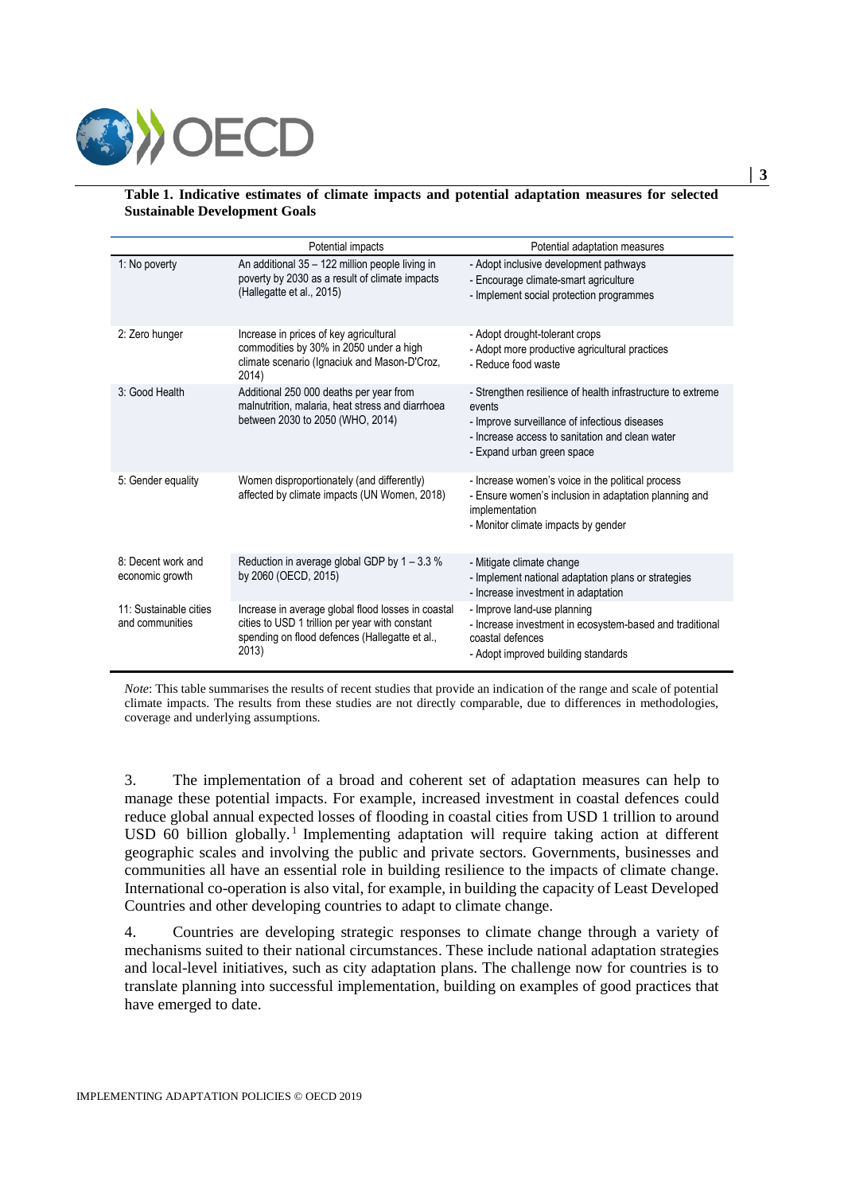**Table 1. Indicative estimates of climate impacts and potential adaptation measures for selected Sustainable Development Goals**

| | Potential impacts | Potential adaptation measures |
|---|---|---|
| 1: No poverty | An additional 35 – 122 million people living in poverty by 2030 as a result of climate impacts (Hallegatte et al., 2015) | - Adopt inclusive development pathways<br>- Encourage climate-smart agriculture<br>- Implement social protection programmes |
| 2: Zero hunger | Increase in prices of key agricultural commodities by 30% in 2050 under a high climate scenario (Ignaciuk and Mason-D'Croz, 2014) | - Adopt drought-tolerant crops<br>- Adopt more productive agricultural practices<br>- Reduce food waste |
| 3: Good Health | Additional 250 000 deaths per year from malnutrition, malaria, heat stress and diarrhoea between 2030 to 2050 (WHO, 2014) | - Strengthen resilience of health infrastructure to extreme events<br>- Improve surveillance of infectious diseases<br>- Increase access to sanitation and clean water<br>- Expand urban green space |
| 5: Gender equality | Women disproportionately (and differently) affected by climate impacts (UN Women, 2018) | - Increase women's voice in the political process<br>- Ensure women's inclusion in adaptation planning and implementation<br>- Monitor climate impacts by gender |
| 8: Decent work and economic growth | Reduction in average global GDP by 1 – 3.3 % by 2060 (OECD, 2015) | - Mitigate climate change<br>- Implement national adaptation plans or strategies<br>- Increase investment in adaptation |
| 11: Sustainable cities and communities | Increase in average global flood losses in coastal cities to USD 1 trillion per year with constant spending on flood defences (Hallegatte et al., 2013) | - Improve land-use planning<br>- Increase investment in ecosystem-based and traditional coastal defences<br>- Adopt improved building standards |

*Note*: This table summarises the results of recent studies that provide an indication of the range and scale of potential climate impacts. The results from these studies are not directly comparable, due to differences in methodologies, coverage and underlying assumptions.

3. The implementation of a broad and coherent set of adaptation measures can help to manage these potential impacts. For example, increased investment in coastal defences could reduce global annual expected losses of flooding in coastal cities from USD 1 trillion to around USD 60 billion globally.[1] Implementing adaptation will require taking action at different geographic scales and involving the public and private sectors. Governments, businesses and communities all have an essential role in building resilience to the impacts of climate change. International co-operation is also vital, for example, in building the capacity of Least Developed Countries and other developing countries to adapt to climate change.

4. Countries are developing strategic responses to climate change through a variety of mechanisms suited to their national circumstances. These include national adaptation strategies and local-level initiatives, such as city adaptation plans. The challenge now for countries is to translate planning into successful implementation, building on examples of good practices that have emerged to date.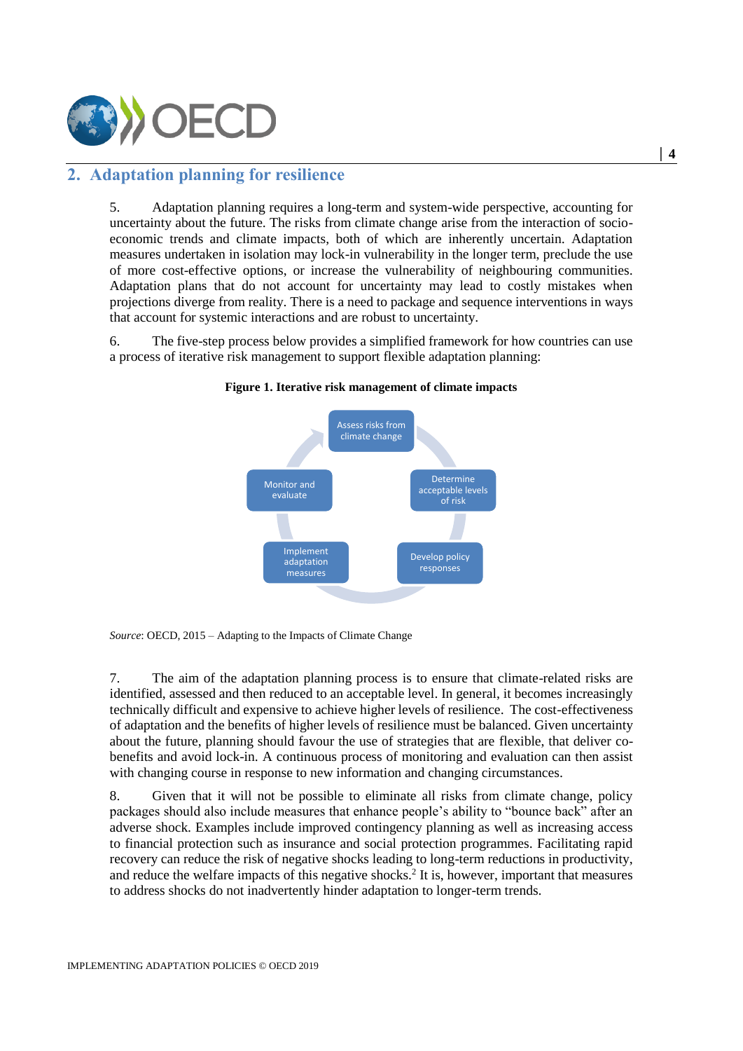## 2. Adaptation planning for resilience

5. Adaptation planning requires a long-term and system-wide perspective, accounting for uncertainty about the future. The risks from climate change arise from the interaction of socio-economic trends and climate impacts, both of which are inherently uncertain. Adaptation measures undertaken in isolation may lock-in vulnerability in the longer term, preclude the use of more cost-effective options, or increase the vulnerability of neighbouring communities. Adaptation plans that do not account for uncertainty may lead to costly mistakes when projections diverge from reality. There is a need to package and sequence interventions in ways that account for systemic interactions and are robust to uncertainty.

6. The five-step process below provides a simplified framework for how countries can use a process of iterative risk management to support flexible adaptation planning:

**Figure 1. Iterative risk management of climate impacts**

- Assess risks from climate change
- Determine acceptable levels of risk
- Develop policy responses
- Implement adaptation measures
- Monitor and evaluate

*Source*: OECD, 2015 – Adapting to the Impacts of Climate Change

7. The aim of the adaptation planning process is to ensure that climate-related risks are identified, assessed and then reduced to an acceptable level. In general, it becomes increasingly technically difficult and expensive to achieve higher levels of resilience. The cost-effectiveness of adaptation and the benefits of higher levels of resilience must be balanced. Given uncertainty about the future, planning should favour the use of strategies that are flexible, that deliver co-benefits and avoid lock-in. A continuous process of monitoring and evaluation can then assist with changing course in response to new information and changing circumstances.

8. Given that it will not be possible to eliminate all risks from climate change, policy packages should also include measures that enhance people's ability to "bounce back" after an adverse shock. Examples include improved contingency planning as well as increasing access to financial protection such as insurance and social protection programmes. Facilitating rapid recovery can reduce the risk of negative shocks leading to long-term reductions in productivity, and reduce the welfare impacts of this negative shocks.[2] It is, however, important that measures to address shocks do not inadvertently hinder adaptation to longer-term trends.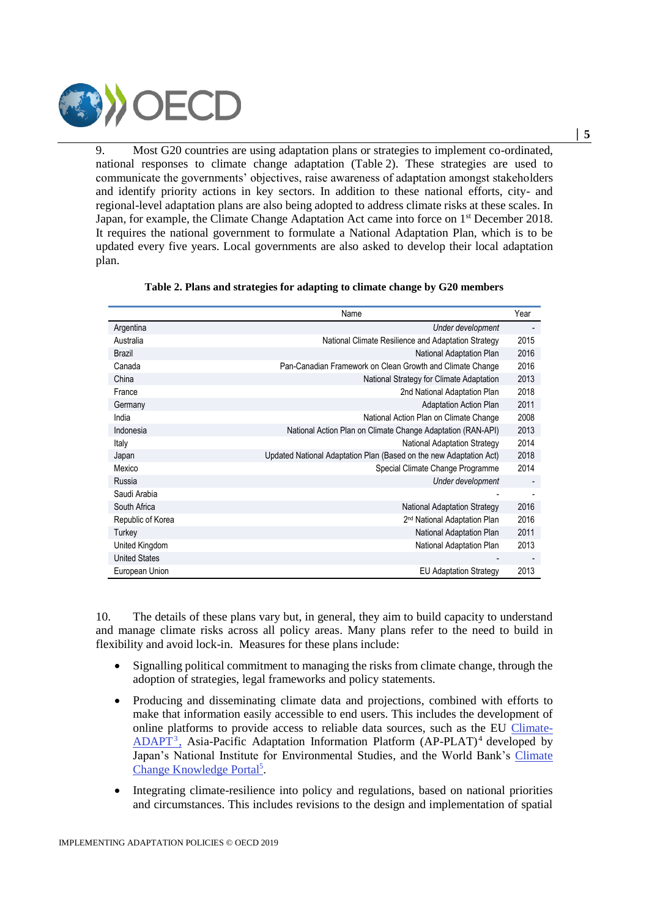9. Most G20 countries are using adaptation plans or strategies to implement co-ordinated, national responses to climate change adaptation (Table 2). These strategies are used to communicate the governments' objectives, raise awareness of adaptation amongst stakeholders and identify priority actions in key sectors. In addition to these national efforts, city- and regional-level adaptation plans are also being adopted to address climate risks at these scales. In Japan, for example, the Climate Change Adaptation Act came into force on 1st December 2018. It requires the national government to formulate a National Adaptation Plan, which is to be updated every five years. Local governments are also asked to develop their local adaptation plan.

**Table 2. Plans and strategies for adapting to climate change by G20 members**

| | Name | Year |
|---|---|---|
| Argentina | *Under development* | - |
| Australia | National Climate Resilience and Adaptation Strategy | 2015 |
| Brazil | National Adaptation Plan | 2016 |
| Canada | Pan-Canadian Framework on Clean Growth and Climate Change | 2016 |
| China | National Strategy for Climate Adaptation | 2013 |
| France | 2nd National Adaptation Plan | 2018 |
| Germany | Adaptation Action Plan | 2011 |
| India | National Action Plan on Climate Change | 2008 |
| Indonesia | National Action Plan on Climate Change Adaptation (RAN-API) | 2013 |
| Italy | National Adaptation Strategy | 2014 |
| Japan | Updated National Adaptation Plan (Based on the new Adaptation Act) | 2018 |
| Mexico | Special Climate Change Programme | 2014 |
| Russia | *Under development* | - |
| Saudi Arabia | - | - |
| South Africa | National Adaptation Strategy | 2016 |
| Republic of Korea | 2nd National Adaptation Plan | 2016 |
| Turkey | National Adaptation Plan | 2011 |
| United Kingdom | National Adaptation Plan | 2013 |
| United States | - | - |
| European Union | EU Adaptation Strategy | 2013 |

10. The details of these plans vary but, in general, they aim to build capacity to understand and manage climate risks across all policy areas. Many plans refer to the need to build in flexibility and avoid lock-in. Measures for these plans include:

- Signalling political commitment to managing the risks from climate change, through the adoption of strategies, legal frameworks and policy statements.
- Producing and disseminating climate data and projections, combined with efforts to make that information easily accessible to end users. This includes the development of online platforms to provide access to reliable data sources, such as the EU Climate-ADAPT[3], Asia-Pacific Adaptation Information Platform (AP-PLAT)[4] developed by Japan's National Institute for Environmental Studies, and the World Bank's Climate Change Knowledge Portal[5].
- Integrating climate-resilience into policy and regulations, based on national priorities and circumstances. This includes revisions to the design and implementation of spatial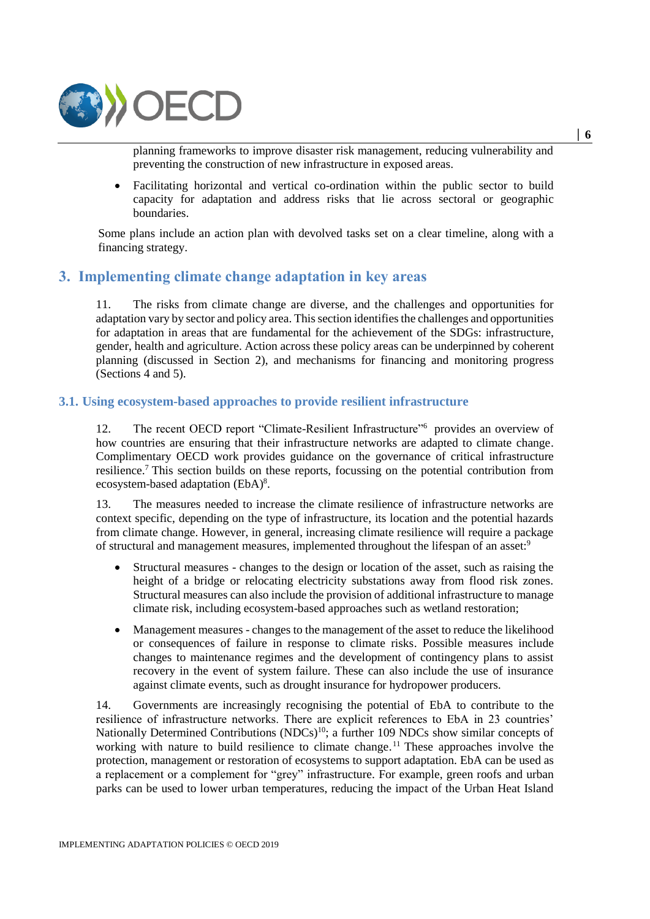planning frameworks to improve disaster risk management, reducing vulnerability and preventing the construction of new infrastructure in exposed areas.

- Facilitating horizontal and vertical co-ordination within the public sector to build capacity for adaptation and address risks that lie across sectoral or geographic boundaries.

Some plans include an action plan with devolved tasks set on a clear timeline, along with a financing strategy.

## 3. Implementing climate change adaptation in key areas

11. The risks from climate change are diverse, and the challenges and opportunities for adaptation vary by sector and policy area. This section identifies the challenges and opportunities for adaptation in areas that are fundamental for the achievement of the SDGs: infrastructure, gender, health and agriculture. Action across these policy areas can be underpinned by coherent planning (discussed in Section 2), and mechanisms for financing and monitoring progress (Sections 4 and 5).

### 3.1. Using ecosystem-based approaches to provide resilient infrastructure

12. The recent OECD report "Climate-Resilient Infrastructure"[6] provides an overview of how countries are ensuring that their infrastructure networks are adapted to climate change. Complimentary OECD work provides guidance on the governance of critical infrastructure resilience.[7] This section builds on these reports, focussing on the potential contribution from ecosystem-based adaptation (EbA)[8].

13. The measures needed to increase the climate resilience of infrastructure networks are context specific, depending on the type of infrastructure, its location and the potential hazards from climate change. However, in general, increasing climate resilience will require a package of structural and management measures, implemented throughout the lifespan of an asset:[9]

- Structural measures - changes to the design or location of the asset, such as raising the height of a bridge or relocating electricity substations away from flood risk zones. Structural measures can also include the provision of additional infrastructure to manage climate risk, including ecosystem-based approaches such as wetland restoration;

- Management measures - changes to the management of the asset to reduce the likelihood or consequences of failure in response to climate risks. Possible measures include changes to maintenance regimes and the development of contingency plans to assist recovery in the event of system failure. These can also include the use of insurance against climate events, such as drought insurance for hydropower producers.

14. Governments are increasingly recognising the potential of EbA to contribute to the resilience of infrastructure networks. There are explicit references to EbA in 23 countries' Nationally Determined Contributions (NDCs)[10]; a further 109 NDCs show similar concepts of working with nature to build resilience to climate change.[11] These approaches involve the protection, management or restoration of ecosystems to support adaptation. EbA can be used as a replacement or a complement for "grey" infrastructure. For example, green roofs and urban parks can be used to lower urban temperatures, reducing the impact of the Urban Heat Island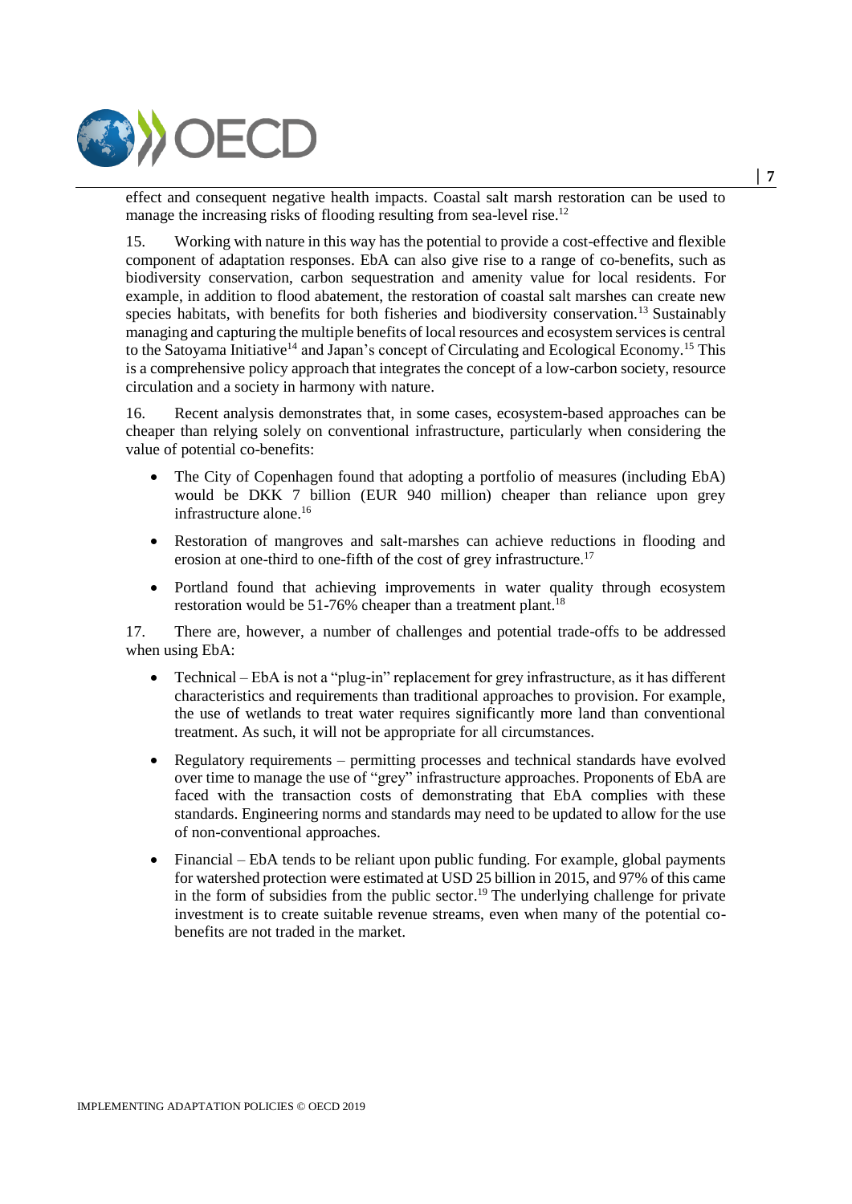effect and consequent negative health impacts. Coastal salt marsh restoration can be used to manage the increasing risks of flooding resulting from sea-level rise.[12]

15. Working with nature in this way has the potential to provide a cost-effective and flexible component of adaptation responses. EbA can also give rise to a range of co-benefits, such as biodiversity conservation, carbon sequestration and amenity value for local residents. For example, in addition to flood abatement, the restoration of coastal salt marshes can create new species habitats, with benefits for both fisheries and biodiversity conservation.[13] Sustainably managing and capturing the multiple benefits of local resources and ecosystem services is central to the Satoyama Initiative[14] and Japan's concept of Circulating and Ecological Economy.[15] This is a comprehensive policy approach that integrates the concept of a low-carbon society, resource circulation and a society in harmony with nature.

16. Recent analysis demonstrates that, in some cases, ecosystem-based approaches can be cheaper than relying solely on conventional infrastructure, particularly when considering the value of potential co-benefits:

- The City of Copenhagen found that adopting a portfolio of measures (including EbA) would be DKK 7 billion (EUR 940 million) cheaper than reliance upon grey infrastructure alone.[16]
- Restoration of mangroves and salt-marshes can achieve reductions in flooding and erosion at one-third to one-fifth of the cost of grey infrastructure.[17]
- Portland found that achieving improvements in water quality through ecosystem restoration would be 51-76% cheaper than a treatment plant.[18]

17. There are, however, a number of challenges and potential trade-offs to be addressed when using EbA:

- Technical – EbA is not a "plug-in" replacement for grey infrastructure, as it has different characteristics and requirements than traditional approaches to provision. For example, the use of wetlands to treat water requires significantly more land than conventional treatment. As such, it will not be appropriate for all circumstances.
- Regulatory requirements – permitting processes and technical standards have evolved over time to manage the use of "grey" infrastructure approaches. Proponents of EbA are faced with the transaction costs of demonstrating that EbA complies with these standards. Engineering norms and standards may need to be updated to allow for the use of non-conventional approaches.
- Financial – EbA tends to be reliant upon public funding. For example, global payments for watershed protection were estimated at USD 25 billion in 2015, and 97% of this came in the form of subsidies from the public sector.[19] The underlying challenge for private investment is to create suitable revenue streams, even when many of the potential co-benefits are not traded in the market.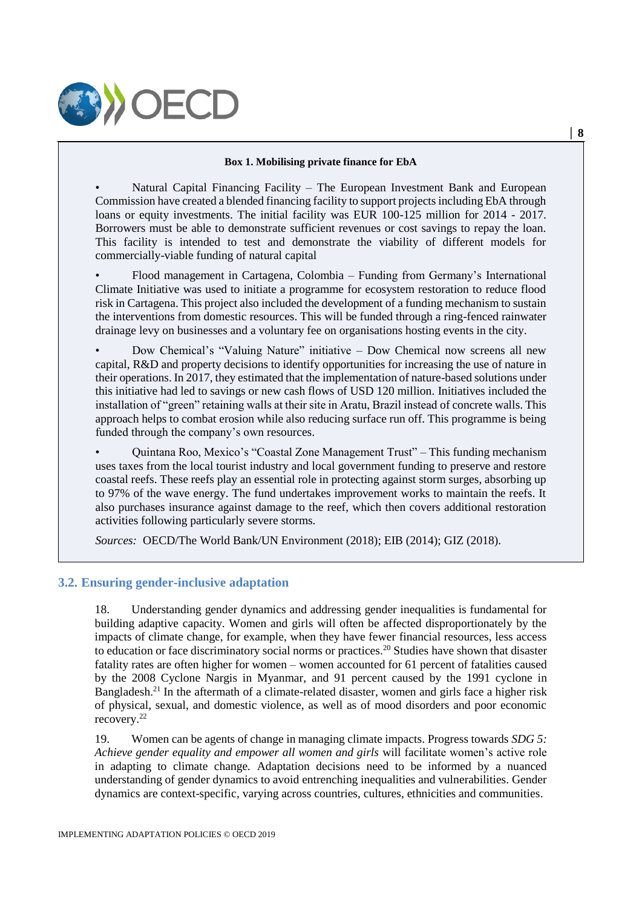**Box 1. Mobilising private finance for EbA**

- Natural Capital Financing Facility – The European Investment Bank and European Commission have created a blended financing facility to support projects including EbA through loans or equity investments. The initial facility was EUR 100-125 million for 2014 - 2017. Borrowers must be able to demonstrate sufficient revenues or cost savings to repay the loan. This facility is intended to test and demonstrate the viability of different models for commercially-viable funding of natural capital
- Flood management in Cartagena, Colombia – Funding from Germany's International Climate Initiative was used to initiate a programme for ecosystem restoration to reduce flood risk in Cartagena. This project also included the development of a funding mechanism to sustain the interventions from domestic resources. This will be funded through a ring-fenced rainwater drainage levy on businesses and a voluntary fee on organisations hosting events in the city.
- Dow Chemical's "Valuing Nature" initiative – Dow Chemical now screens all new capital, R&D and property decisions to identify opportunities for increasing the use of nature in their operations. In 2017, they estimated that the implementation of nature-based solutions under this initiative had led to savings or new cash flows of USD 120 million. Initiatives included the installation of "green" retaining walls at their site in Aratu, Brazil instead of concrete walls. This approach helps to combat erosion while also reducing surface run off. This programme is being funded through the company's own resources.
- Quintana Roo, Mexico's "Coastal Zone Management Trust" – This funding mechanism uses taxes from the local tourist industry and local government funding to preserve and restore coastal reefs. These reefs play an essential role in protecting against storm surges, absorbing up to 97% of the wave energy. The fund undertakes improvement works to maintain the reefs. It also purchases insurance against damage to the reef, which then covers additional restoration activities following particularly severe storms.

*Sources:* OECD/The World Bank/UN Environment (2018); EIB (2014); GIZ (2018).

## 3.2. Ensuring gender-inclusive adaptation

18. Understanding gender dynamics and addressing gender inequalities is fundamental for building adaptive capacity. Women and girls will often be affected disproportionately by the impacts of climate change, for example, when they have fewer financial resources, less access to education or face discriminatory social norms or practices.[20] Studies have shown that disaster fatality rates are often higher for women – women accounted for 61 percent of fatalities caused by the 2008 Cyclone Nargis in Myanmar, and 91 percent caused by the 1991 cyclone in Bangladesh.[21] In the aftermath of a climate-related disaster, women and girls face a higher risk of physical, sexual, and domestic violence, as well as of mood disorders and poor economic recovery.[22]

19. Women can be agents of change in managing climate impacts. Progress towards *SDG 5: Achieve gender equality and empower all women and girls* will facilitate women's active role in adapting to climate change. Adaptation decisions need to be informed by a nuanced understanding of gender dynamics to avoid entrenching inequalities and vulnerabilities. Gender dynamics are context-specific, varying across countries, cultures, ethnicities and communities.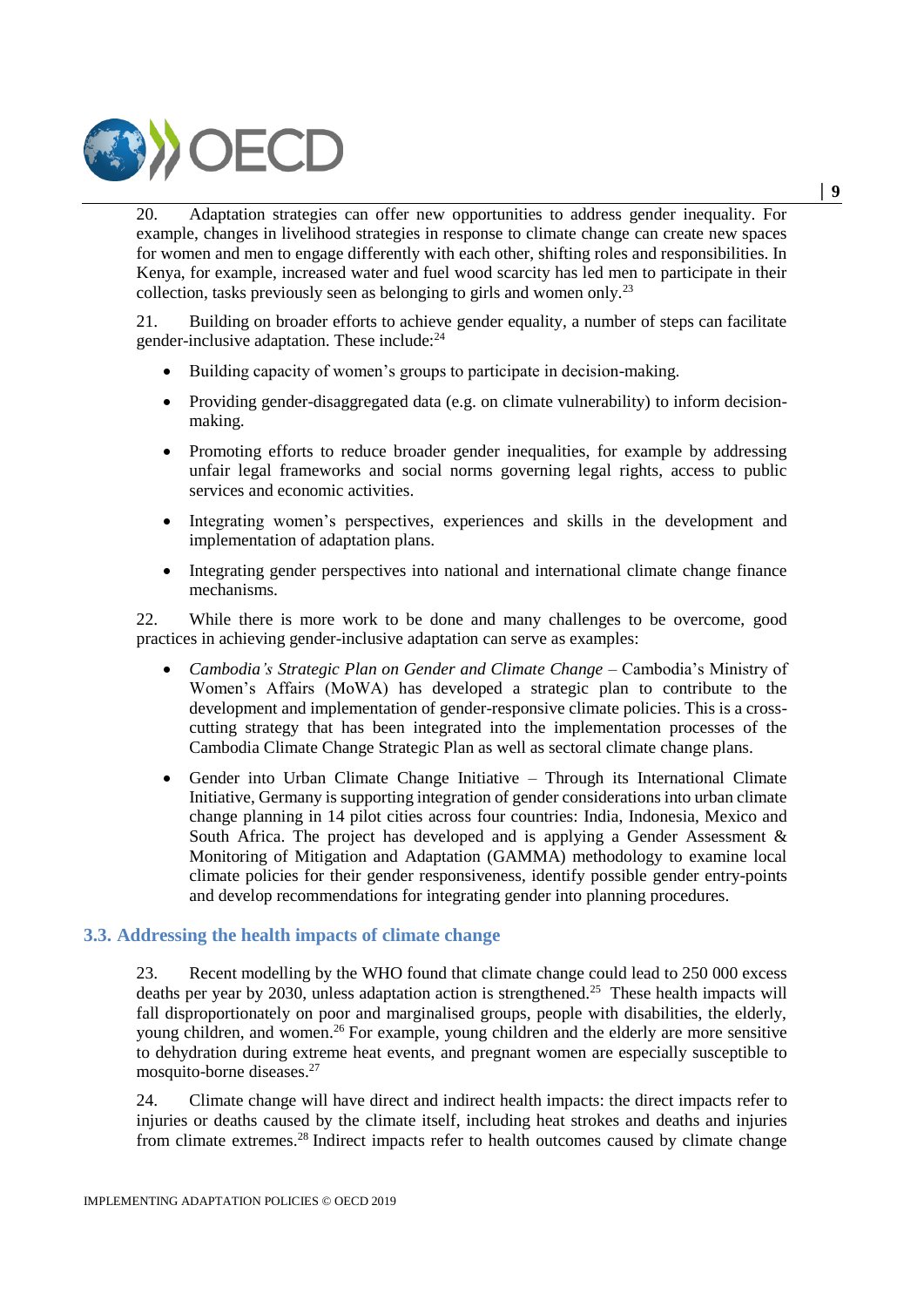20. Adaptation strategies can offer new opportunities to address gender inequality. For example, changes in livelihood strategies in response to climate change can create new spaces for women and men to engage differently with each other, shifting roles and responsibilities. In Kenya, for example, increased water and fuel wood scarcity has led men to participate in their collection, tasks previously seen as belonging to girls and women only.[23]

21. Building on broader efforts to achieve gender equality, a number of steps can facilitate gender-inclusive adaptation. These include:[24]

- Building capacity of women's groups to participate in decision-making.
- Providing gender-disaggregated data (e.g. on climate vulnerability) to inform decision-making.
- Promoting efforts to reduce broader gender inequalities, for example by addressing unfair legal frameworks and social norms governing legal rights, access to public services and economic activities.
- Integrating women's perspectives, experiences and skills in the development and implementation of adaptation plans.
- Integrating gender perspectives into national and international climate change finance mechanisms.

22. While there is more work to be done and many challenges to be overcome, good practices in achieving gender-inclusive adaptation can serve as examples:

- *Cambodia's Strategic Plan on Gender and Climate Change* – Cambodia's Ministry of Women's Affairs (MoWA) has developed a strategic plan to contribute to the development and implementation of gender-responsive climate policies. This is a cross-cutting strategy that has been integrated into the implementation processes of the Cambodia Climate Change Strategic Plan as well as sectoral climate change plans.
- Gender into Urban Climate Change Initiative – Through its International Climate Initiative, Germany is supporting integration of gender considerations into urban climate change planning in 14 pilot cities across four countries: India, Indonesia, Mexico and South Africa. The project has developed and is applying a Gender Assessment & Monitoring of Mitigation and Adaptation (GAMMA) methodology to examine local climate policies for their gender responsiveness, identify possible gender entry-points and develop recommendations for integrating gender into planning procedures.

### 3.3. Addressing the health impacts of climate change

23. Recent modelling by the WHO found that climate change could lead to 250 000 excess deaths per year by 2030, unless adaptation action is strengthened.[25] These health impacts will fall disproportionately on poor and marginalised groups, people with disabilities, the elderly, young children, and women.[26] For example, young children and the elderly are more sensitive to dehydration during extreme heat events, and pregnant women are especially susceptible to mosquito-borne diseases.[27]

24. Climate change will have direct and indirect health impacts: the direct impacts refer to injuries or deaths caused by the climate itself, including heat strokes and deaths and injuries from climate extremes.[28] Indirect impacts refer to health outcomes caused by climate change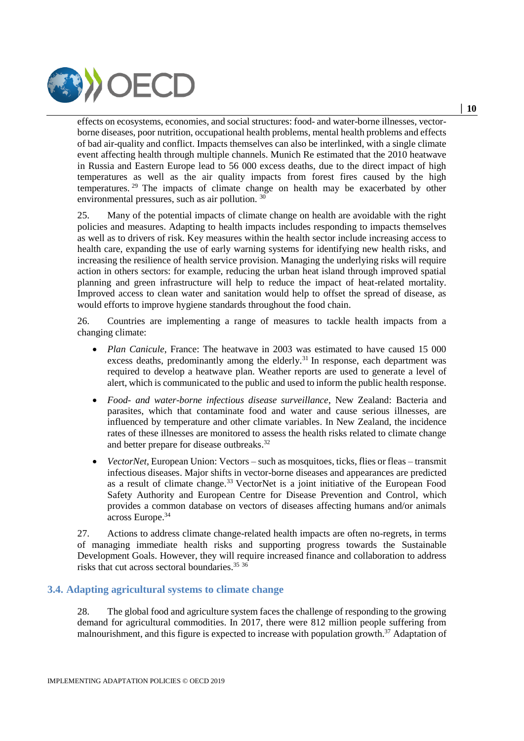effects on ecosystems, economies, and social structures: food- and water-borne illnesses, vector-borne diseases, poor nutrition, occupational health problems, mental health problems and effects of bad air-quality and conflict. Impacts themselves can also be interlinked, with a single climate event affecting health through multiple channels. Munich Re estimated that the 2010 heatwave in Russia and Eastern Europe lead to 56 000 excess deaths, due to the direct impact of high temperatures as well as the air quality impacts from forest fires caused by the high temperatures.[29] The impacts of climate change on health may be exacerbated by other environmental pressures, such as air pollution.[30]

25. Many of the potential impacts of climate change on health are avoidable with the right policies and measures. Adapting to health impacts includes responding to impacts themselves as well as to drivers of risk. Key measures within the health sector include increasing access to health care, expanding the use of early warning systems for identifying new health risks, and increasing the resilience of health service provision. Managing the underlying risks will require action in others sectors: for example, reducing the urban heat island through improved spatial planning and green infrastructure will help to reduce the impact of heat-related mortality. Improved access to clean water and sanitation would help to offset the spread of disease, as would efforts to improve hygiene standards throughout the food chain.

26. Countries are implementing a range of measures to tackle health impacts from a changing climate:

- *Plan Canicule*, France: The heatwave in 2003 was estimated to have caused 15 000 excess deaths, predominantly among the elderly.[31] In response, each department was required to develop a heatwave plan. Weather reports are used to generate a level of alert, which is communicated to the public and used to inform the public health response.
- *Food- and water-borne infectious disease surveillance*, New Zealand: Bacteria and parasites, which that contaminate food and water and cause serious illnesses, are influenced by temperature and other climate variables. In New Zealand, the incidence rates of these illnesses are monitored to assess the health risks related to climate change and better prepare for disease outbreaks.[32]
- *VectorNet*, European Union: Vectors – such as mosquitoes, ticks, flies or fleas – transmit infectious diseases. Major shifts in vector-borne diseases and appearances are predicted as a result of climate change.[33] VectorNet is a joint initiative of the European Food Safety Authority and European Centre for Disease Prevention and Control, which provides a common database on vectors of diseases affecting humans and/or animals across Europe.[34]

27. Actions to address climate change-related health impacts are often no-regrets, in terms of managing immediate health risks and supporting progress towards the Sustainable Development Goals. However, they will require increased finance and collaboration to address risks that cut across sectoral boundaries.[35] [36]

### 3.4. Adapting agricultural systems to climate change

28. The global food and agriculture system faces the challenge of responding to the growing demand for agricultural commodities. In 2017, there were 812 million people suffering from malnourishment, and this figure is expected to increase with population growth.[37] Adaptation of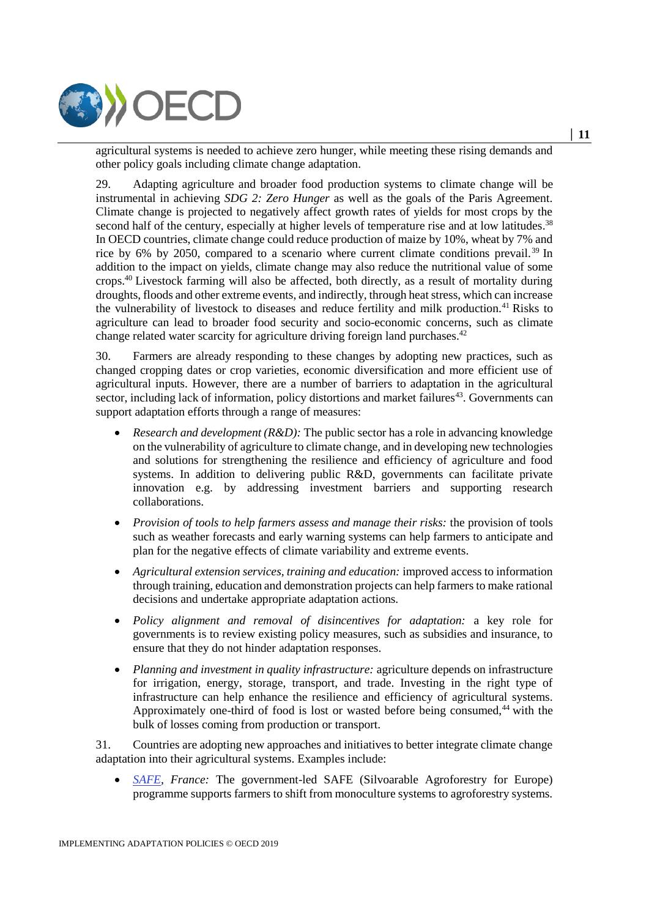agricultural systems is needed to achieve zero hunger, while meeting these rising demands and other policy goals including climate change adaptation.

29. Adapting agriculture and broader food production systems to climate change will be instrumental in achieving *SDG 2: Zero Hunger* as well as the goals of the Paris Agreement. Climate change is projected to negatively affect growth rates of yields for most crops by the second half of the century, especially at higher levels of temperature rise and at low latitudes.[38] In OECD countries, climate change could reduce production of maize by 10%, wheat by 7% and rice by 6% by 2050, compared to a scenario where current climate conditions prevail.[39] In addition to the impact on yields, climate change may also reduce the nutritional value of some crops.[40] Livestock farming will also be affected, both directly, as a result of mortality during droughts, floods and other extreme events, and indirectly, through heat stress, which can increase the vulnerability of livestock to diseases and reduce fertility and milk production.[41] Risks to agriculture can lead to broader food security and socio-economic concerns, such as climate change related water scarcity for agriculture driving foreign land purchases.[42]

30. Farmers are already responding to these changes by adopting new practices, such as changed cropping dates or crop varieties, economic diversification and more efficient use of agricultural inputs. However, there are a number of barriers to adaptation in the agricultural sector, including lack of information, policy distortions and market failures[43]. Governments can support adaptation efforts through a range of measures:

- *Research and development (R&D):* The public sector has a role in advancing knowledge on the vulnerability of agriculture to climate change, and in developing new technologies and solutions for strengthening the resilience and efficiency of agriculture and food systems. In addition to delivering public R&D, governments can facilitate private innovation e.g. by addressing investment barriers and supporting research collaborations.
- *Provision of tools to help farmers assess and manage their risks:* the provision of tools such as weather forecasts and early warning systems can help farmers to anticipate and plan for the negative effects of climate variability and extreme events.
- *Agricultural extension services, training and education:* improved access to information through training, education and demonstration projects can help farmers to make rational decisions and undertake appropriate adaptation actions.
- *Policy alignment and removal of disincentives for adaptation:* a key role for governments is to review existing policy measures, such as subsidies and insurance, to ensure that they do not hinder adaptation responses.
- *Planning and investment in quality infrastructure:* agriculture depends on infrastructure for irrigation, energy, storage, transport, and trade. Investing in the right type of infrastructure can help enhance the resilience and efficiency of agricultural systems. Approximately one-third of food is lost or wasted before being consumed,[44] with the bulk of losses coming from production or transport.

31. Countries are adopting new approaches and initiatives to better integrate climate change adaptation into their agricultural systems. Examples include:

- *SAFE, France:* The government-led SAFE (Silvoarable Agroforestry for Europe) programme supports farmers to shift from monoculture systems to agroforestry systems.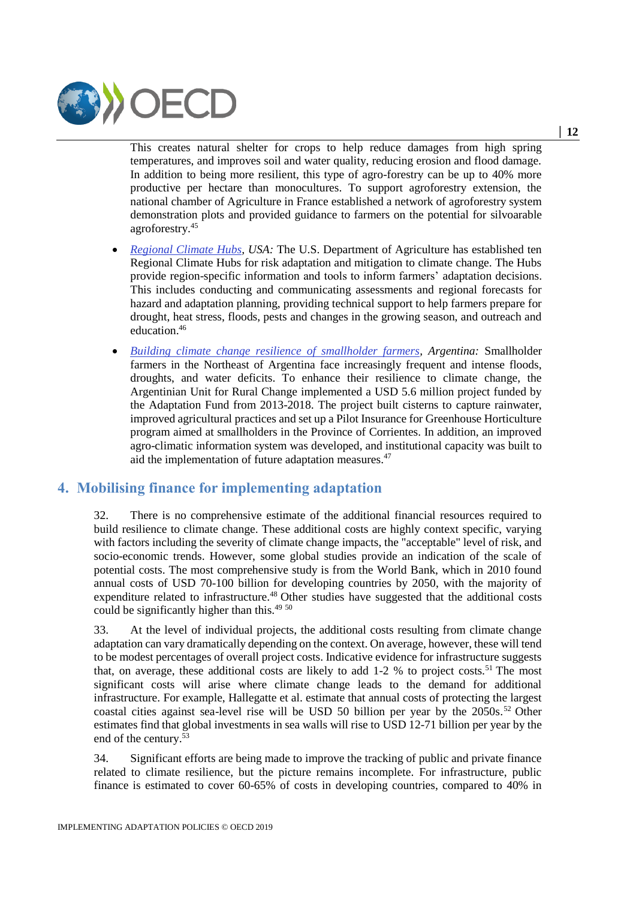This creates natural shelter for crops to help reduce damages from high spring temperatures, and improves soil and water quality, reducing erosion and flood damage. In addition to being more resilient, this type of agro-forestry can be up to 40% more productive per hectare than monocultures. To support agroforestry extension, the national chamber of Agriculture in France established a network of agroforestry system demonstration plots and provided guidance to farmers on the potential for silvoarable agroforestry.[45]

- *Regional Climate Hubs, USA:* The U.S. Department of Agriculture has established ten Regional Climate Hubs for risk adaptation and mitigation to climate change. The Hubs provide region-specific information and tools to inform farmers' adaptation decisions. This includes conducting and communicating assessments and regional forecasts for hazard and adaptation planning, providing technical support to help farmers prepare for drought, heat stress, floods, pests and changes in the growing season, and outreach and education.[46]
- *Building climate change resilience of smallholder farmers, Argentina:* Smallholder farmers in the Northeast of Argentina face increasingly frequent and intense floods, droughts, and water deficits. To enhance their resilience to climate change, the Argentinian Unit for Rural Change implemented a USD 5.6 million project funded by the Adaptation Fund from 2013-2018. The project built cisterns to capture rainwater, improved agricultural practices and set up a Pilot Insurance for Greenhouse Horticulture program aimed at smallholders in the Province of Corrientes. In addition, an improved agro-climatic information system was developed, and institutional capacity was built to aid the implementation of future adaptation measures.[47]

## 4. Mobilising finance for implementing adaptation

32. There is no comprehensive estimate of the additional financial resources required to build resilience to climate change. These additional costs are highly context specific, varying with factors including the severity of climate change impacts, the "acceptable" level of risk, and socio-economic trends. However, some global studies provide an indication of the scale of potential costs. The most comprehensive study is from the World Bank, which in 2010 found annual costs of USD 70-100 billion for developing countries by 2050, with the majority of expenditure related to infrastructure.[48] Other studies have suggested that the additional costs could be significantly higher than this.[49] [50]

33. At the level of individual projects, the additional costs resulting from climate change adaptation can vary dramatically depending on the context. On average, however, these will tend to be modest percentages of overall project costs. Indicative evidence for infrastructure suggests that, on average, these additional costs are likely to add 1-2 % to project costs.[51] The most significant costs will arise where climate change leads to the demand for additional infrastructure. For example, Hallegatte et al. estimate that annual costs of protecting the largest coastal cities against sea-level rise will be USD 50 billion per year by the 2050s.[52] Other estimates find that global investments in sea walls will rise to USD 12-71 billion per year by the end of the century.[53]

34. Significant efforts are being made to improve the tracking of public and private finance related to climate resilience, but the picture remains incomplete. For infrastructure, public finance is estimated to cover 60-65% of costs in developing countries, compared to 40% in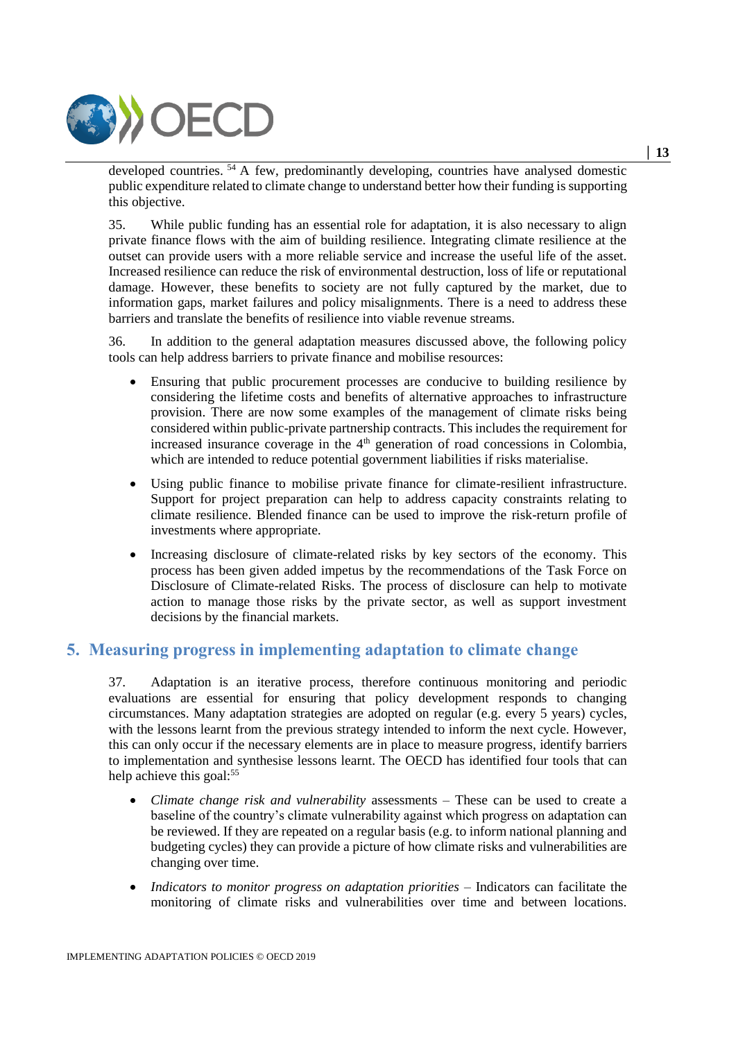developed countries.[54] A few, predominantly developing, countries have analysed domestic public expenditure related to climate change to understand better how their funding is supporting this objective.

35. While public funding has an essential role for adaptation, it is also necessary to align private finance flows with the aim of building resilience. Integrating climate resilience at the outset can provide users with a more reliable service and increase the useful life of the asset. Increased resilience can reduce the risk of environmental destruction, loss of life or reputational damage. However, these benefits to society are not fully captured by the market, due to information gaps, market failures and policy misalignments. There is a need to address these barriers and translate the benefits of resilience into viable revenue streams.

36. In addition to the general adaptation measures discussed above, the following policy tools can help address barriers to private finance and mobilise resources:

- Ensuring that public procurement processes are conducive to building resilience by considering the lifetime costs and benefits of alternative approaches to infrastructure provision. There are now some examples of the management of climate risks being considered within public-private partnership contracts. This includes the requirement for increased insurance coverage in the 4th generation of road concessions in Colombia, which are intended to reduce potential government liabilities if risks materialise.
- Using public finance to mobilise private finance for climate-resilient infrastructure. Support for project preparation can help to address capacity constraints relating to climate resilience. Blended finance can be used to improve the risk-return profile of investments where appropriate.
- Increasing disclosure of climate-related risks by key sectors of the economy. This process has been given added impetus by the recommendations of the Task Force on Disclosure of Climate-related Risks. The process of disclosure can help to motivate action to manage those risks by the private sector, as well as support investment decisions by the financial markets.

## 5. Measuring progress in implementing adaptation to climate change

37. Adaptation is an iterative process, therefore continuous monitoring and periodic evaluations are essential for ensuring that policy development responds to changing circumstances. Many adaptation strategies are adopted on regular (e.g. every 5 years) cycles, with the lessons learnt from the previous strategy intended to inform the next cycle. However, this can only occur if the necessary elements are in place to measure progress, identify barriers to implementation and synthesise lessons learnt. The OECD has identified four tools that can help achieve this goal:[55]

- *Climate change risk and vulnerability* assessments – These can be used to create a baseline of the country's climate vulnerability against which progress on adaptation can be reviewed. If they are repeated on a regular basis (e.g. to inform national planning and budgeting cycles) they can provide a picture of how climate risks and vulnerabilities are changing over time.
- *Indicators to monitor progress on adaptation priorities* – Indicators can facilitate the monitoring of climate risks and vulnerabilities over time and between locations.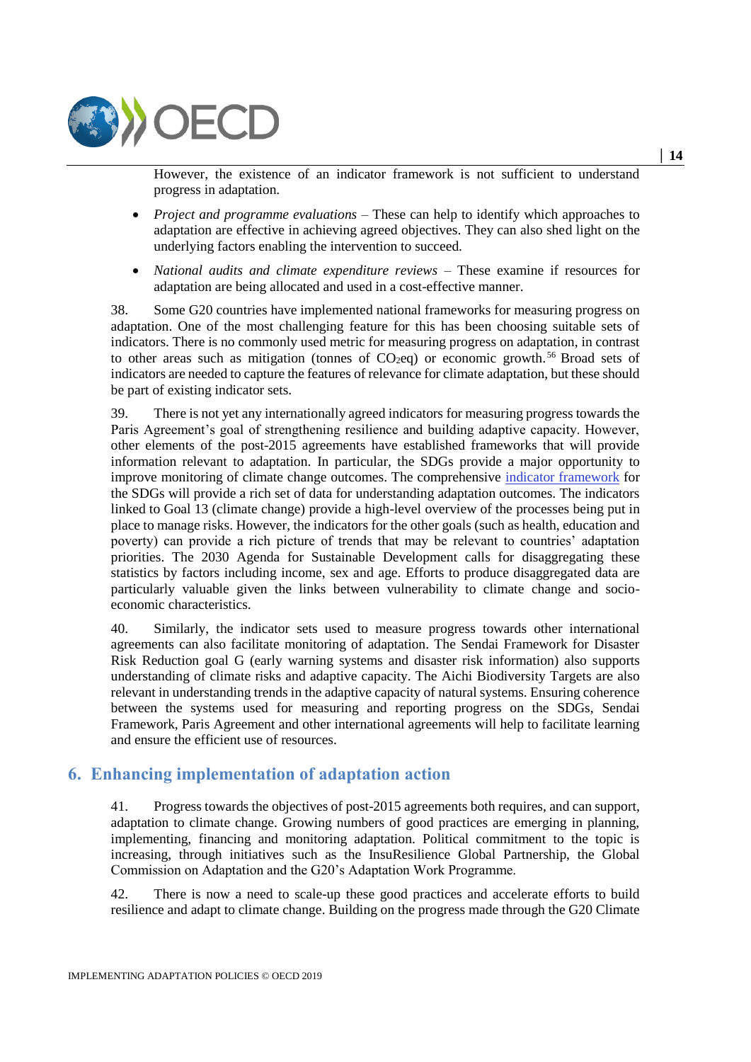However, the existence of an indicator framework is not sufficient to understand progress in adaptation.

- *Project and programme evaluations* – These can help to identify which approaches to adaptation are effective in achieving agreed objectives. They can also shed light on the underlying factors enabling the intervention to succeed.
- *National audits and climate expenditure reviews* – These examine if resources for adaptation are being allocated and used in a cost-effective manner.

38. Some G20 countries have implemented national frameworks for measuring progress on adaptation. One of the most challenging feature for this has been choosing suitable sets of indicators. There is no commonly used metric for measuring progress on adaptation, in contrast to other areas such as mitigation (tonnes of $CO_2$eq) or economic growth.[56] Broad sets of indicators are needed to capture the features of relevance for climate adaptation, but these should be part of existing indicator sets.

39. There is not yet any internationally agreed indicators for measuring progress towards the Paris Agreement's goal of strengthening resilience and building adaptive capacity. However, other elements of the post-2015 agreements have established frameworks that will provide information relevant to adaptation. In particular, the SDGs provide a major opportunity to improve monitoring of climate change outcomes. The comprehensive indicator framework for the SDGs will provide a rich set of data for understanding adaptation outcomes. The indicators linked to Goal 13 (climate change) provide a high-level overview of the processes being put in place to manage risks. However, the indicators for the other goals (such as health, education and poverty) can provide a rich picture of trends that may be relevant to countries' adaptation priorities. The 2030 Agenda for Sustainable Development calls for disaggregating these statistics by factors including income, sex and age. Efforts to produce disaggregated data are particularly valuable given the links between vulnerability to climate change and socio-economic characteristics.

40. Similarly, the indicator sets used to measure progress towards other international agreements can also facilitate monitoring of adaptation. The Sendai Framework for Disaster Risk Reduction goal G (early warning systems and disaster risk information) also supports understanding of climate risks and adaptive capacity. The Aichi Biodiversity Targets are also relevant in understanding trends in the adaptive capacity of natural systems. Ensuring coherence between the systems used for measuring and reporting progress on the SDGs, Sendai Framework, Paris Agreement and other international agreements will help to facilitate learning and ensure the efficient use of resources.

## 6. Enhancing implementation of adaptation action

41. Progress towards the objectives of post-2015 agreements both requires, and can support, adaptation to climate change. Growing numbers of good practices are emerging in planning, implementing, financing and monitoring adaptation. Political commitment to the topic is increasing, through initiatives such as the InsuResilience Global Partnership, the Global Commission on Adaptation and the G20's Adaptation Work Programme.

42. There is now a need to scale-up these good practices and accelerate efforts to build resilience and adapt to climate change. Building on the progress made through the G20 Climate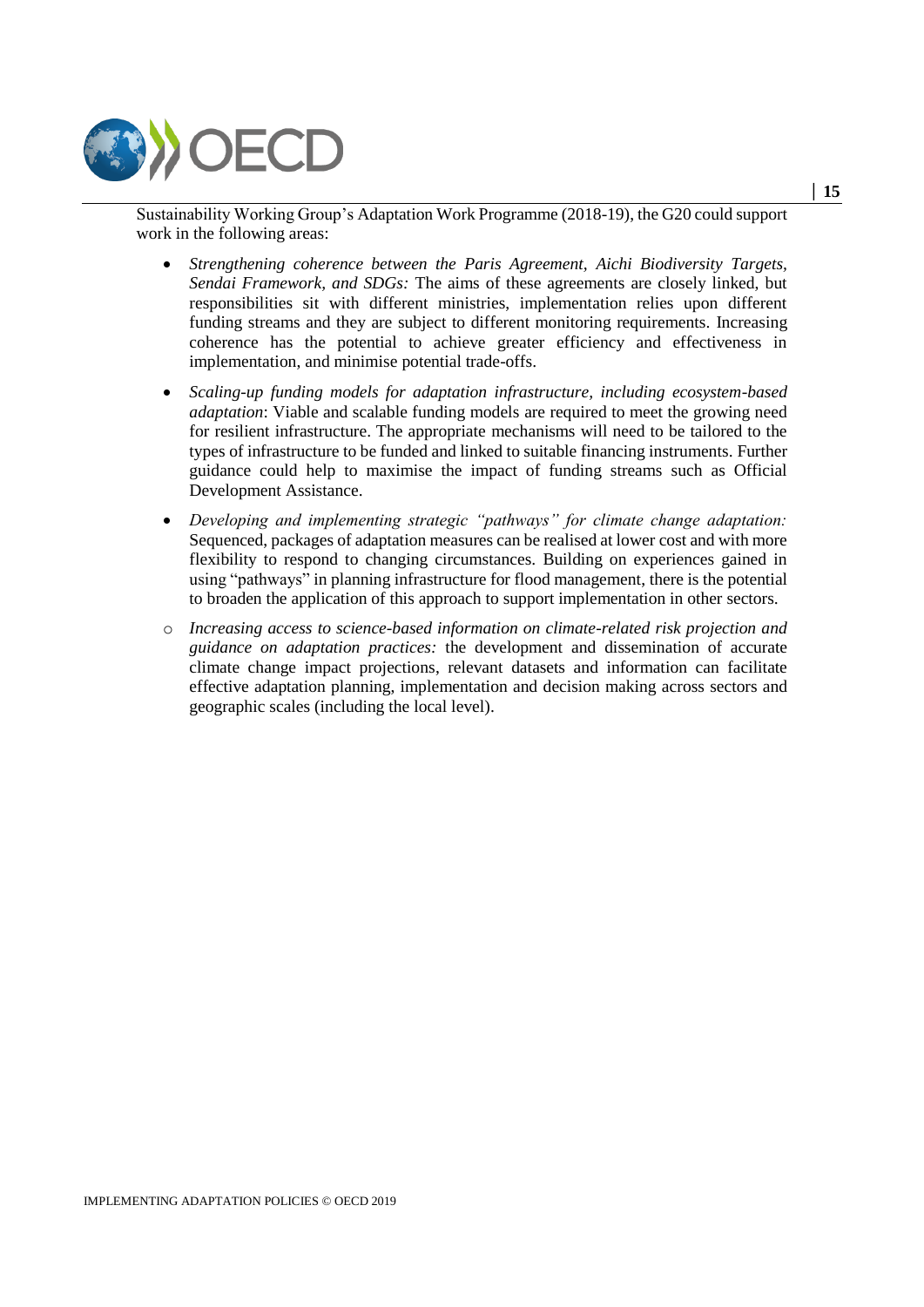Sustainability Working Group's Adaptation Work Programme (2018-19), the G20 could support work in the following areas:

- *Strengthening coherence between the Paris Agreement, Aichi Biodiversity Targets, Sendai Framework, and SDGs:* The aims of these agreements are closely linked, but responsibilities sit with different ministries, implementation relies upon different funding streams and they are subject to different monitoring requirements. Increasing coherence has the potential to achieve greater efficiency and effectiveness in implementation, and minimise potential trade-offs.
- *Scaling-up funding models for adaptation infrastructure, including ecosystem-based adaptation*: Viable and scalable funding models are required to meet the growing need for resilient infrastructure. The appropriate mechanisms will need to be tailored to the types of infrastructure to be funded and linked to suitable financing instruments. Further guidance could help to maximise the impact of funding streams such as Official Development Assistance.
- *Developing and implementing strategic "pathways" for climate change adaptation:* Sequenced, packages of adaptation measures can be realised at lower cost and with more flexibility to respond to changing circumstances. Building on experiences gained in using "pathways" in planning infrastructure for flood management, there is the potential to broaden the application of this approach to support implementation in other sectors.
- *Increasing access to science-based information on climate-related risk projection and guidance on adaptation practices:* the development and dissemination of accurate climate change impact projections, relevant datasets and information can facilitate effective adaptation planning, implementation and decision making across sectors and geographic scales (including the local level).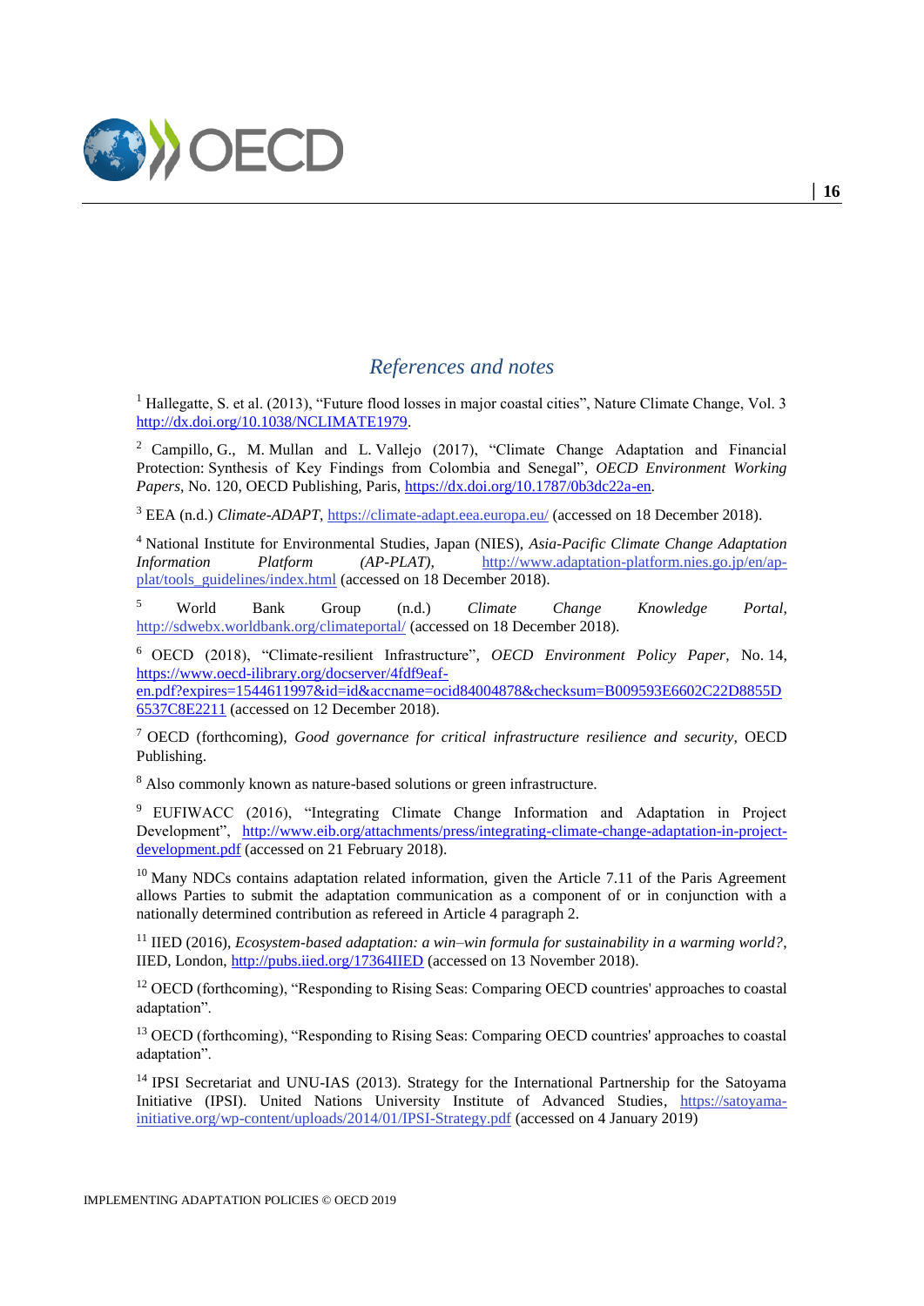## *References and notes*

[1] Hallegatte, S. et al. (2013), "Future flood losses in major coastal cities", Nature Climate Change, Vol. 3 http://dx.doi.org/10.1038/NCLIMATE1979.

[2] Campillo, G., M. Mullan and L. Vallejo (2017), "Climate Change Adaptation and Financial Protection: Synthesis of Key Findings from Colombia and Senegal", *OECD Environment Working Papers*, No. 120, OECD Publishing, Paris, https://dx.doi.org/10.1787/0b3dc22a-en.

[3] EEA (n.d.) *Climate-ADAPT*, https://climate-adapt.eea.europa.eu/ (accessed on 18 December 2018).

[4] National Institute for Environmental Studies, Japan (NIES), *Asia-Pacific Climate Change Adaptation Information Platform (AP-PLAT)*, http://www.adaptation-platform.nies.go.jp/en/ap-plat/tools_guidelines/index.html (accessed on 18 December 2018).

[5] World Bank Group (n.d.) *Climate Change Knowledge Portal*, http://sdwebx.worldbank.org/climateportal/ (accessed on 18 December 2018).

[6] OECD (2018), "Climate-resilient Infrastructure", *OECD Environment Policy Paper*, No. 14, https://www.oecd-ilibrary.org/docserver/4fdf9eaf-en.pdf?expires=1544611997&id=id&accname=ocid84004878&checksum=B009593E6602C22D8855D6537C8E2211 (accessed on 12 December 2018).

[7] OECD (forthcoming), *Good governance for critical infrastructure resilience and security*, OECD Publishing.

[8] Also commonly known as nature-based solutions or green infrastructure.

[9] EUFIWACC (2016), "Integrating Climate Change Information and Adaptation in Project Development", http://www.eib.org/attachments/press/integrating-climate-change-adaptation-in-project-development.pdf (accessed on 21 February 2018).

[10] Many NDCs contains adaptation related information, given the Article 7.11 of the Paris Agreement allows Parties to submit the adaptation communication as a component of or in conjunction with a nationally determined contribution as refereed in Article 4 paragraph 2.

[11] IIED (2016), *Ecosystem-based adaptation: a win–win formula for sustainability in a warming world?*, IIED, London, http://pubs.iied.org/17364IIED (accessed on 13 November 2018).

[12] OECD (forthcoming), "Responding to Rising Seas: Comparing OECD countries' approaches to coastal adaptation".

[13] OECD (forthcoming), "Responding to Rising Seas: Comparing OECD countries' approaches to coastal adaptation".

[14] IPSI Secretariat and UNU-IAS (2013). Strategy for the International Partnership for the Satoyama Initiative (IPSI). United Nations University Institute of Advanced Studies, https://satoyama-initiative.org/wp-content/uploads/2014/01/IPSI-Strategy.pdf (accessed on 4 January 2019)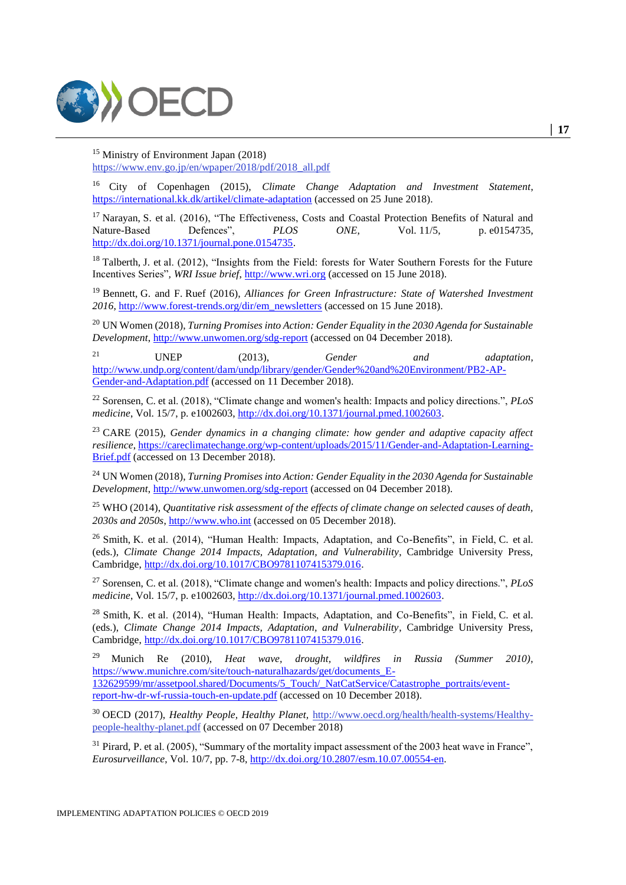[15] Ministry of Environment Japan (2018) https://www.env.go.jp/en/wpaper/2018/pdf/2018_all.pdf

[16] City of Copenhagen (2015), *Climate Change Adaptation and Investment Statement*, https://international.kk.dk/artikel/climate-adaptation (accessed on 25 June 2018).

[17] Narayan, S. et al. (2016), "The Effectiveness, Costs and Coastal Protection Benefits of Natural and Nature-Based Defences", *PLOS ONE*, Vol. 11/5, p. e0154735, http://dx.doi.org/10.1371/journal.pone.0154735.

[18] Talberth, J. et al. (2012), "Insights from the Field: forests for Water Southern Forests for the Future Incentives Series", *WRI Issue brief*, http://www.wri.org (accessed on 15 June 2018).

[19] Bennett, G. and F. Ruef (2016), *Alliances for Green Infrastructure: State of Watershed Investment 2016*, http://www.forest-trends.org/dir/em_newsletters (accessed on 15 June 2018).

[20] UN Women (2018), *Turning Promises into Action: Gender Equality in the 2030 Agenda for Sustainable Development*, http://www.unwomen.org/sdg-report (accessed on 04 December 2018).

[21] UNEP (2013), *Gender and adaptation*, http://www.undp.org/content/dam/undp/library/gender/Gender%20and%20Environment/PB2-AP-Gender-and-Adaptation.pdf (accessed on 11 December 2018).

[22] Sorensen, C. et al. (2018), "Climate change and women's health: Impacts and policy directions.", *PLoS medicine*, Vol. 15/7, p. e1002603, http://dx.doi.org/10.1371/journal.pmed.1002603.

[23] CARE (2015), *Gender dynamics in a changing climate: how gender and adaptive capacity affect resilience*, https://careclimatechange.org/wp-content/uploads/2015/11/Gender-and-Adaptation-Learning-Brief.pdf (accessed on 13 December 2018).

[24] UN Women (2018), *Turning Promises into Action: Gender Equality in the 2030 Agenda for Sustainable Development*, http://www.unwomen.org/sdg-report (accessed on 04 December 2018).

[25] WHO (2014), *Quantitative risk assessment of the effects of climate change on selected causes of death, 2030s and 2050s*, http://www.who.int (accessed on 05 December 2018).

[26] Smith, K. et al. (2014), "Human Health: Impacts, Adaptation, and Co-Benefits", in Field, C. et al. (eds.), *Climate Change 2014 Impacts, Adaptation, and Vulnerability*, Cambridge University Press, Cambridge, http://dx.doi.org/10.1017/CBO9781107415379.016.

[27] Sorensen, C. et al. (2018), "Climate change and women's health: Impacts and policy directions.", *PLoS medicine*, Vol. 15/7, p. e1002603, http://dx.doi.org/10.1371/journal.pmed.1002603.

[28] Smith, K. et al. (2014), "Human Health: Impacts, Adaptation, and Co-Benefits", in Field, C. et al. (eds.), *Climate Change 2014 Impacts, Adaptation, and Vulnerability*, Cambridge University Press, Cambridge, http://dx.doi.org/10.1017/CBO9781107415379.016.

[29] Munich Re (2010), *Heat wave, drought, wildfires in Russia (Summer 2010)*, https://www.munichre.com/site/touch-naturalhazards/get/documents_E-132629599/mr/assetpool.shared/Documents/5_Touch/_NatCatService/Catastrophe_portraits/event-report-hw-dr-wf-russia-touch-en-update.pdf (accessed on 10 December 2018).

[30] OECD (2017), *Healthy People, Healthy Planet*, http://www.oecd.org/health/health-systems/Healthy-people-healthy-planet.pdf (accessed on 07 December 2018)

[31] Pirard, P. et al. (2005), "Summary of the mortality impact assessment of the 2003 heat wave in France", *Eurosurveillance*, Vol. 10/7, pp. 7-8, http://dx.doi.org/10.2807/esm.10.07.00554-en.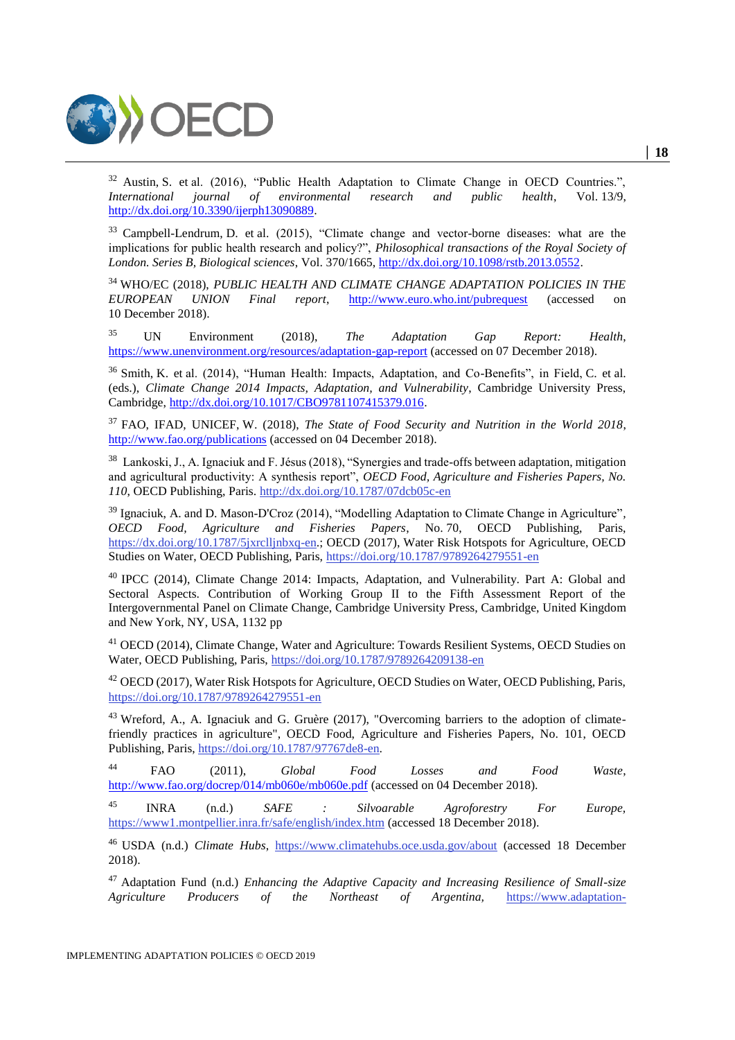[32] Austin, S. et al. (2016), "Public Health Adaptation to Climate Change in OECD Countries.", *International journal of environmental research and public health*, Vol. 13/9, http://dx.doi.org/10.3390/ijerph13090889.

[33] Campbell-Lendrum, D. et al. (2015), "Climate change and vector-borne diseases: what are the implications for public health research and policy?", *Philosophical transactions of the Royal Society of London. Series B, Biological sciences*, Vol. 370/1665, http://dx.doi.org/10.1098/rstb.2013.0552.

[34] WHO/EC (2018), *PUBLIC HEALTH AND CLIMATE CHANGE ADAPTATION POLICIES IN THE EUROPEAN UNION Final report*, http://www.euro.who.int/pubrequest (accessed on 10 December 2018).

[35] UN Environment (2018), *The Adaptation Gap Report: Health*, https://www.unenvironment.org/resources/adaptation-gap-report (accessed on 07 December 2018).

[36] Smith, K. et al. (2014), "Human Health: Impacts, Adaptation, and Co-Benefits", in Field, C. et al. (eds.), *Climate Change 2014 Impacts, Adaptation, and Vulnerability*, Cambridge University Press, Cambridge, http://dx.doi.org/10.1017/CBO9781107415379.016.

[37] FAO, IFAD, UNICEF, W. (2018), *The State of Food Security and Nutrition in the World 2018*, http://www.fao.org/publications (accessed on 04 December 2018).

[38] Lankoski, J., A. Ignaciuk and F. Jésus (2018), "Synergies and trade-offs between adaptation, mitigation and agricultural productivity: A synthesis report", *OECD Food, Agriculture and Fisheries Papers, No. 110*, OECD Publishing, Paris. http://dx.doi.org/10.1787/07dcb05c-en

[39] Ignaciuk, A. and D. Mason-D'Croz (2014), "Modelling Adaptation to Climate Change in Agriculture", *OECD Food, Agriculture and Fisheries Papers*, No. 70, OECD Publishing, Paris, https://dx.doi.org/10.1787/5jxrclljnbxq-en.; OECD (2017), Water Risk Hotspots for Agriculture, OECD Studies on Water, OECD Publishing, Paris, https://doi.org/10.1787/9789264279551-en

[40] IPCC (2014), Climate Change 2014: Impacts, Adaptation, and Vulnerability. Part A: Global and Sectoral Aspects. Contribution of Working Group II to the Fifth Assessment Report of the Intergovernmental Panel on Climate Change, Cambridge University Press, Cambridge, United Kingdom and New York, NY, USA, 1132 pp

[41] OECD (2014), Climate Change, Water and Agriculture: Towards Resilient Systems, OECD Studies on Water, OECD Publishing, Paris, https://doi.org/10.1787/9789264209138-en

[42] OECD (2017), Water Risk Hotspots for Agriculture, OECD Studies on Water, OECD Publishing, Paris, https://doi.org/10.1787/9789264279551-en

[43] Wreford, A., A. Ignaciuk and G. Gruère (2017), "Overcoming barriers to the adoption of climate-friendly practices in agriculture", OECD Food, Agriculture and Fisheries Papers, No. 101, OECD Publishing, Paris, https://doi.org/10.1787/97767de8-en.

[44] FAO (2011), *Global Food Losses and Food Waste*, http://www.fao.org/docrep/014/mb060e/mb060e.pdf (accessed on 04 December 2018).

[45] INRA (n.d.) *SAFE : Silvoarable Agroforestry For Europe*, https://www1.montpellier.inra.fr/safe/english/index.htm (accessed 18 December 2018).

[46] USDA (n.d.) *Climate Hubs*, https://www.climatehubs.oce.usda.gov/about (accessed 18 December 2018).

[47] Adaptation Fund (n.d.) *Enhancing the Adaptive Capacity and Increasing Resilience of Small-size Agriculture Producers of the Northeast of Argentina*, https://www.adaptation-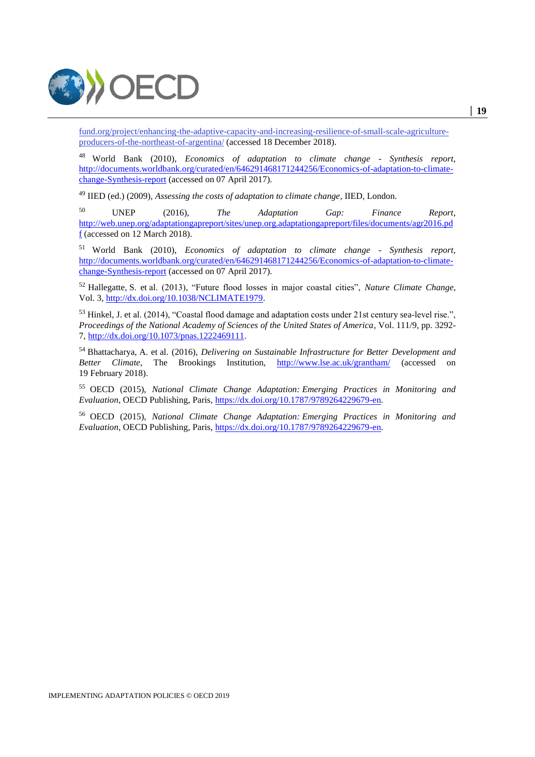fund.org/project/enhancing-the-adaptive-capacity-and-increasing-resilience-of-small-scale-agriculture-producers-of-the-northeast-of-argentina/ (accessed 18 December 2018).

[48] World Bank (2010), *Economics of adaptation to climate change - Synthesis report*, http://documents.worldbank.org/curated/en/646291468171244256/Economics-of-adaptation-to-climate-change-Synthesis-report (accessed on 07 April 2017).

[49] IIED (ed.) (2009), *Assessing the costs of adaptation to climate change*, IIED, London.

[50] UNEP (2016), *The Adaptation Gap: Finance Report*, http://web.unep.org/adaptationgapreport/sites/unep.org.adaptationgapreport/files/documents/agr2016.pdf (accessed on 12 March 2018).

[51] World Bank (2010), *Economics of adaptation to climate change - Synthesis report*, http://documents.worldbank.org/curated/en/646291468171244256/Economics-of-adaptation-to-climate-change-Synthesis-report (accessed on 07 April 2017).

[52] Hallegatte, S. et al. (2013), "Future flood losses in major coastal cities", *Nature Climate Change*, Vol. 3, http://dx.doi.org/10.1038/NCLIMATE1979.

[53] Hinkel, J. et al. (2014), "Coastal flood damage and adaptation costs under 21st century sea-level rise.", *Proceedings of the National Academy of Sciences of the United States of America*, Vol. 111/9, pp. 3292-7, http://dx.doi.org/10.1073/pnas.1222469111.

[54] Bhattacharya, A. et al. (2016), *Delivering on Sustainable Infrastructure for Better Development and Better Climate*, The Brookings Institution, http://www.lse.ac.uk/grantham/ (accessed on 19 February 2018).

[55] OECD (2015), *National Climate Change Adaptation: Emerging Practices in Monitoring and Evaluation*, OECD Publishing, Paris, https://dx.doi.org/10.1787/9789264229679-en.

[56] OECD (2015), *National Climate Change Adaptation: Emerging Practices in Monitoring and Evaluation*, OECD Publishing, Paris, https://dx.doi.org/10.1787/9789264229679-en.